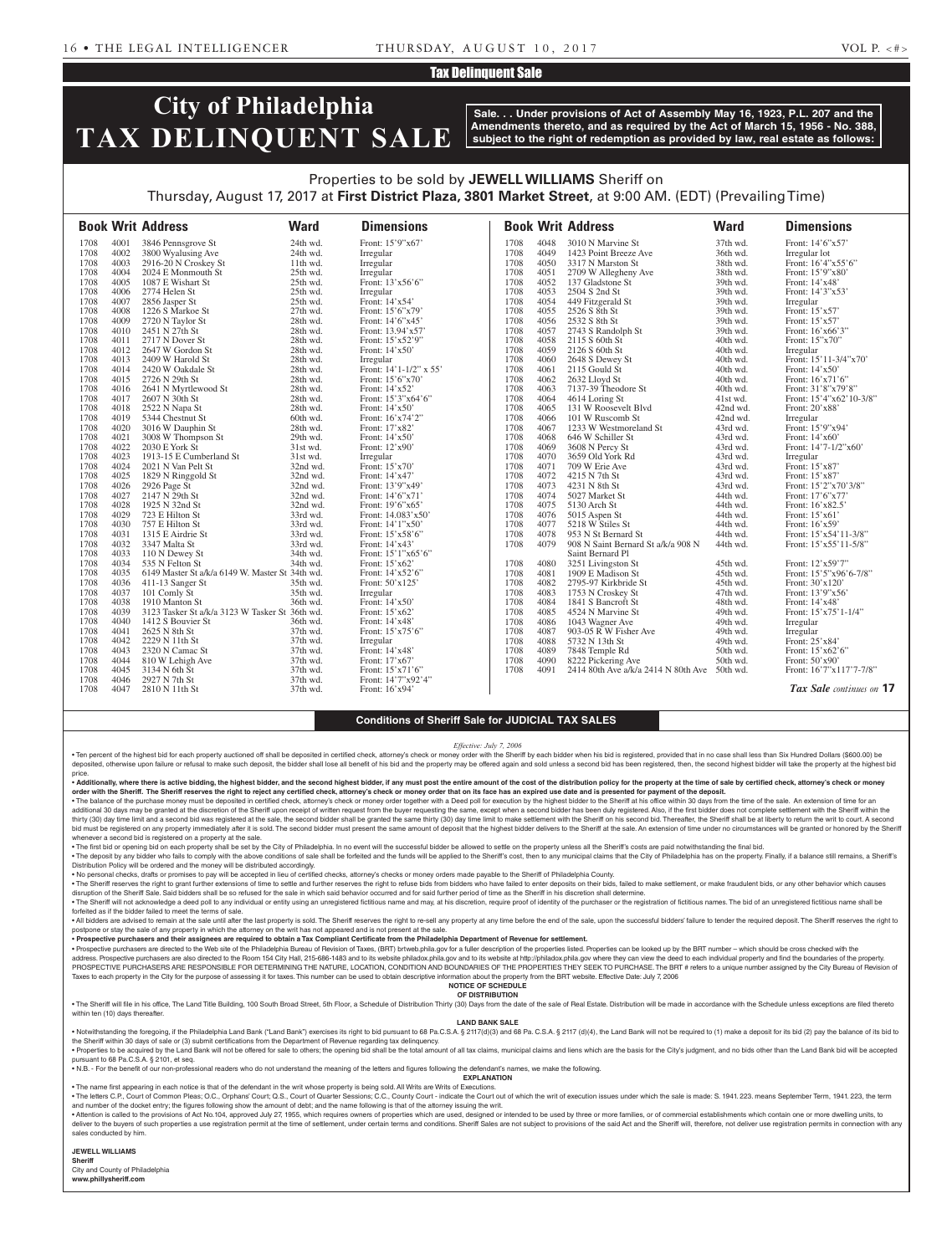## Tax Delinquent Sale

# City of Philadelphia TAX DELINQUENT SALE

**Sale. . . Under provisions of Act of Assembly May 16, 1923, P.L. 207 and the Amendments thereto, and as required by the Act of March 15, 1956 - No. 388, subject to the right of redemption as provided by law, real estate as follows:**

Properties to be sold by **JEWELL WILLIAMS** Sheriff on Thursday, August 17, 2017 at **First District Plaza, 3801 Market Street**, at 9:00 AM. (EDT) (Prevailing Time)

| Book | Writ | Address | Ward | Dimensions |
|---|---|---|---|---|
| 1708 | 4001 | 3846 Pennsgrove St | 24th wd. | Front: 15'9"x67' |
| 1708 | 4002 | 3800 Wyalusing Ave | 24th wd. | Irregular |
| 1708 | 4003 | 2916-20 N Croskey St | 11th wd. | Irregular |
| 1708 | 4004 | 2024 E Monmouth St | 25th wd. | Irregular |
| 1708 | 4005 | 1087 E Wishart St | 25th wd. | Front: 13'x56'6" |
| 1708 | 4006 | 2774 Helen St | 25th wd. | Irregular |
| 1708 | 4007 | 2856 Jasper St | 25th wd. | Front: 14'x54' |
| 1708 | 4008 | 1226 S Markoe St | 27th wd. | Front: 15'6"x79' |
| 1708 | 4009 | 2720 N Taylor St | 28th wd. | Front: 14'6"x45' |
| 1708 | 4010 | 2451 N 27th St | 28th wd. | Front: 13.94'x57' |
| 1708 | 4011 | 2717 N Dover St | 28th wd. | Front: 15'x52'9" |
| 1708 | 4012 | 2647 W Gordon St | 28th wd. | Front: 14'x50' |
| 1708 | 4013 | 2409 W Harold St | 28th wd. | Irregular |
| 1708 | 4014 | 2420 W Oakdale St | 28th wd. | Front: 14'1-1/2" x 55' |
| 1708 | 4015 | 2726 N 29th St | 28th wd. | Front: 15'6"x70' |
| 1708 | 4016 | 2641 N Myrtlewood St | 28th wd. | Front: 14'x52' |
| 1708 | 4017 | 2607 N 30th St | 28th wd. | Front: 15'3"x64'6" |
| 1708 | 4018 | 2522 N Napa St | 28th wd. | Front: 14'x50' |
| 1708 | 4019 | 5344 Chestnut St | 60th wd. | Front: 16'x74'2" |
| 1708 | 4020 | 3016 W Dauphin St | 28th wd. | Front: 17'x82' |
| 1708 | 4021 | 3008 W Thompson St | 29th wd. | Front: 14'x50' |
| 1708 | 4022 | 2030 E York St | 31st wd. | Front: 12'x90' |
| 1708 | 4023 | 1913-15 E Cumberland St | 31st wd. | Irregular |
| 1708 | 4024 | 2021 N Van Pelt St | 32nd wd. | Front: 15'x70' |
| 1708 | 4025 | 1829 N Ringgold St | 32nd wd. | Front: 14'x47' |
| 1708 | 4026 | 2926 Page St | 32nd wd. | Front: 13'9"x49' |
| 1708 | 4027 | 2147 N 29th St | 32nd wd. | Front: 14'6"x71' |
| 1708 | 4028 | 1925 N 32nd St | 32nd wd. | Front: 19'6"x65' |
| 1708 | 4029 | 723 E Hilton St | 33rd wd. | Front: 14.083'x50' |
| 1708 | 4030 | 757 E Hilton St | 33rd wd. | Front: 14'1"x50' |
| 1708 | 4031 | 1315 E Airdrie St | 33rd wd. | Front: 15'x58'6" |
| 1708 | 4032 | 3347 Malta St | 33rd wd. | Front: 14'x43' |
| 1708 | 4033 | 110 N Dewey St | 34th wd. | Front: 15'1"x65'6" |
| 1708 | 4034 | 535 N Felton St | 34th wd. | Front: 15'x62' |
| 1708 | 4035 | 6149 Master St a/k/a 6149 W. Master St | 34th wd. | Front: 14'x52'6" |
| 1708 | 4036 | 411-13 Sanger St | 35th wd. | Front: 50'x125' |
| 1708 | 4037 | 101 Comly St | 35th wd. | Irregular |
| 1708 | 4038 | 1910 Manton St | 36th wd. | Front: 14'x50' |
| 1708 | 4039 | 3123 Tasker St a/k/a 3123 W Tasker St | 36th wd. | Front: 15'x62' |
| 1708 | 4040 | 1412 S Bouvier St | 36th wd. | Front: 14'x48' |
| 1708 | 4041 | 2625 N 8th St | 37th wd. | Front: 15'x75'6" |
| 1708 | 4042 | 2229 N 11th St | 37th wd. | Irregular |
| 1708 | 4043 | 2320 N Camac St | 37th wd. | Front: 14'x48' |
| 1708 | 4044 | 810 W Lehigh Ave | 37th wd. | Front: 17'x67' |
| 1708 | 4045 | 3134 N 6th St | 37th wd. | Front: 15'x71'6" |
| 1708 | 4046 | 2927 N 7th St | 37th wd. | Front: 14'7"x92'4" |
| 1708 | 4047 | 2810 N 11th St | 37th wd. | Front: 16'x94' |
| 1708 | 4048 | 3010 N Marvine St | 37th wd. | Front: 14'6"x57' |
| 1708 | 4049 | 1423 Point Breeze Ave | 36th wd. | Irregular lot |
| 1708 | 4050 | 3317 N Marston St | 38th wd. | Front: 16'4"x55'6" |
| 1708 | 4051 | 2709 W Allegheny Ave | 38th wd. | Front: 15'9"x80' |
| 1708 | 4052 | 137 Gladstone St | 39th wd. | Front: 14'x48' |
| 1708 | 4053 | 2504 S 2nd St | 39th wd. | Front: 14'3"x53' |
| 1708 | 4054 | 449 Fitzgerald St | 39th wd. | Irregular |
| 1708 | 4055 | 2526 S 8th St | 39th wd. | Front: 15'x57' |
| 1708 | 4056 | 2532 S 8th St | 39th wd. | Front: 15'x57' |
| 1708 | 4057 | 2743 S Randolph St | 39th wd. | Front: 16'x66'3" |
| 1708 | 4058 | 2115 S 60th St | 40th wd. | Front: 15'x70" |
| 1708 | 4059 | 2126 S 60th St | 40th wd. | Irregular |
| 1708 | 4060 | 2648 S Dewey St | 40th wd. | Front: 15'11-3/4"x70' |
| 1708 | 4061 | 2115 Gould St | 40th wd. | Front: 14'x50' |
| 1708 | 4062 | 2632 Lloyd St | 40th wd. | Front: 16'x71'6" |
| 1708 | 4063 | 7137-39 Theodore St | 40th wd. | Front: 31'8"x79'8" |
| 1708 | 4064 | 4614 Loring St | 41st wd. | Front: 15'4"x62'10-3/8" |
| 1708 | 4065 | 131 W Roosevelt Blvd | 42nd wd. | Front: 20'x88' |
| 1708 | 4066 | 101 W Ruscomb St | 42nd wd. | Irregular |
| 1708 | 4067 | 1233 W Westmoreland St | 43rd wd. | Front: 15'9"x94' |
| 1708 | 4068 | 646 W Schiller St | 43rd wd. | Front: 14'x60' |
| 1708 | 4069 | 3608 N Percy St | 43rd wd. | Front: 14'7-1/2"x60' |
| 1708 | 4070 | 3659 Old York Rd | 43rd wd. | Irregular |
| 1708 | 4071 | 709 W Erie Ave | 43rd wd. | Front: 15'x87' |
| 1708 | 4072 | 4215 N 7th St | 43rd wd. | Front: 15'x87' |
| 1708 | 4073 | 4231 N 8th St | 43rd wd. | Front: 15'2"x70'3/8" |
| 1708 | 4074 | 5027 Market St | 44th wd. | Front: 17'6"x77' |
| 1708 | 4075 | 5130 Arch St | 44th wd. | Front: 16'x82.5' |
| 1708 | 4076 | 5015 Aspen St | 44th wd. | Front: 15'x61' |
| 1708 | 4077 | 5218 W Stiles St | 44th wd. | Front: 16'x59' |
| 1708 | 4078 | 953 N St Bernard St | 44th wd. | Front: 15'x54'11-3/8" |
| 1708 | 4079 | 908 N Saint Bernard St a/k/a 908 N Saint Bernard Pl | 44th wd. | Front: 15'x55'11-5/8" |
| 1708 | 4080 | 3251 Livingston St | 45th wd. | Front: 12'x59'7" |
| 1708 | 4081 | 1909 E Madison St | 45th wd. | Front: 15'5"x96'6-7/8" |
| 1708 | 4082 | 2795-97 Kirkbride St | 45th wd. | Front: 30'x120' |
| 1708 | 4083 | 1753 N Croskey St | 47th wd. | Front: 13'9"x56' |
| 1708 | 4084 | 1841 S Bancroft St | 48th wd. | Front: 14'x48' |
| 1708 | 4085 | 4524 N Marvine St | 49th wd. | Front: 15'x75'1-1/4" |
| 1708 | 4086 | 1043 Wagner Ave | 49th wd. | Irregular |
| 1708 | 4087 | 903-05 R W Fisher Ave | 49th wd. | Irregular |
| 1708 | 4088 | 5732 N 13th St | 49th wd. | Front: 25'x84' |
| 1708 | 4089 | 7848 Temple Rd | 50th wd. | Front: 15'x62'6" |
| 1708 | 4090 | 8222 Pickering Ave | 50th wd. | Front: 50'x90' |
| 1708 | 4091 | 2414 80th Ave a/k/a 2414 N 80th Ave | 50th wd. | Front: 16'7"x117'7-7/8" |

***Tax Sale** continues on* **17**

### Conditions of Sheriff Sale for JUDICIAL TAX SALES

*Effective: July 7, 2006*

• Ten percent of the highest bid for each property auctioned off shall be deposited in certified check, attorney's check or money order with the Sheriff by each bidder when his bid is registered, provided that in no case shall less than Six Hundred Dollars ($600.00) be deposited, otherwise upon failure or refusal to make such deposit, the bidder shall lose all benefit of his bid and the property may be offered again and sold unless a second bid has been registered, then, the second highest bidder will take the property at the highest bid price.

**• Additionally, where there is active bidding, the highest bidder, and the second highest bidder, if any must post the entire amount of the cost of the distribution policy for the property at the time of sale by certified check, attorney's check or money order with the Sheriff. The Sheriff reserves the right to reject any certified check, attorney's check or money order that on its face has an expired use date and is presented for payment of the deposit.**

• The balance of the purchase money must be deposited in certified check, attorney's check or money order together with a Deed poll for execution by the highest bidder to the Sheriff at his office within 30 days from the time of the sale. An extension of time for an additional 30 days may be granted at the discretion of the Sheriff upon receipt of written request from the buyer requesting the same, except when a second bidder has been duly registered. Also, if the first bidder does not complete settlement with the Sheriff within the thirty (30) day time limit and a second bid was registered at the sale, the second bidder shall be granted the same thirty (30) day time limit to make settlement with the Sheriff on his second bid. Thereafter, the Sheriff shall be at liberty to return the writ to court. A second bid must be registered on any property immediately after it is sold. The second bidder must present the same amount of deposit that the highest bidder delivers to the Sheriff at the sale. An extension of time under no circumstances will be granted or honored by the Sheriff whenever a second bid is registered on a property at the sale.

• The first bid or opening bid on each property shall be set by the City of Philadelphia. In no event will the successful bidder be allowed to settle on the property unless all the Sheriff's costs are paid notwithstanding the final bid.

• The deposit by any bidder who fails to comply with the above conditions of sale shall be forfeited and the funds will be applied to the Sheriff's cost, then to any municipal claims that the City of Philadelphia has on the property. Finally, if a balance still remains, a Sheriff's Distribution Policy will be ordered and the money will be distributed accordingly.

• No personal checks, drafts or promises to pay will be accepted in lieu of certified checks, attorney's checks or money orders made payable to the Sheriff of Philadelphia County.

• The Sheriff reserves the right to grant further extensions of time to settle and further reserves the right to refuse bids from bidders who have failed to enter deposits on their bids, failed to make settlement, or make fraudulent bids, or any other behavior which causes disruption of the Sheriff Sale. Said bidders shall be so refused for the sale in which said behavior occurred and for said further period of time as the Sheriff in his discretion shall determine.

• The Sheriff will not acknowledge a deed poll to any individual or entity using an unregistered fictitious name and may, at his discretion, require proof of identity of the purchaser or the registration of fictitious names. The bid of an unregistered fictitious name shall be forfeited as if the bidder failed to meet the terms of sale.

• All bidders are advised to remain at the sale until after the last property is sold. The Sheriff reserves the right to re-sell any property at any time before the end of the sale, upon the successful bidders' failure to tender the required deposit. The Sheriff reserves the right to postpone or stay the sale of any property in which the attorney on the writ has not appeared and is not present at the sale.

**• Prospective purchasers and their assignees are required to obtain a Tax Compliant Certificate from the Philadelphia Department of Revenue for settlement.**

• Prospective purchasers are directed to the Web site of the Philadelphia Bureau of Revision of Taxes, (BRT) brtweb.phila.gov for a fuller description of the properties listed. Properties can be looked up by the BRT number – which should be cross checked with the address. Prospective purchasers are also directed to the Room 154 City Hall, 215-686-1483 and to its website philadox.phila.gov and to its website at http://philadox.phila.gov where they can view the deed to each individual property and find the boundaries of the property. PROSPECTIVE PURCHASERS ARE RESPONSIBLE FOR DETERMINING THE NATURE, LOCATION, CONDITION AND BOUNDARIES OF THE PROPERTIES THEY SEEK TO PURCHASE. The BRT # refers to a unique number assigned by the City Bureau of Revision of Taxes to each property in the City for the purpose of assessing it for taxes. This number can be used to obtain descriptive information about the property from the BRT website. Effective Date: July 7, 2006

**NOTICE OF SCHEDULE OF DISTRIBUTION**

• The Sheriff will file in his office, The Land Title Building, 100 South Broad Street, 5th Floor, a Schedule of Distribution Thirty (30) Days from the date of the sale of Real Estate. Distribution will be made in accordance with the Schedule unless exceptions are filed thereto within ten (10) days thereafter.

**LAND BANK SALE**

• Notwithstanding the foregoing, if the Philadelphia Land Bank ("Land Bank") exercises its right to bid pursuant to 68 Pa.C.S.A. § 2117(d)(3) and 68 Pa. C.S.A. § 2117 (d)(4), the Land Bank will not be required to (1) make a deposit for its bid (2) pay the balance of its bid to the Sheriff within 30 days of sale or (3) submit certifications from the Department of Revenue regarding tax delinquency.

• Properties to be acquired by the Land Bank will not be offered for sale to others; the opening bid shall be the total amount of all tax claims, municipal claims and liens which are the basis for the City's judgment, and no bids other than the Land Bank bid will be accepted pursuant to 68 Pa.C.S.A. § 2101, et seq.

• N.B. - For the benefit of our non-professional readers who do not understand the meaning of the letters and figures following the defendant's names, we make the following.

**EXPLANATION**

• The name first appearing in each notice is that of the defendant in the writ whose property is being sold. All Writs are Writs of Executions.

• The letters C.P., Court of Common Pleas; O.C., Orphans' Court; Q.S., Court of Quarter Sessions; C.C., County Court - indicate the Court out of which the writ of execution issues under which the sale is made: S. 1941. 223. means September Term, 1941. 223, the term and number of the docket entry; the figures following show the amount of debt; and the name following is that of the attorney issuing the writ.

• Attention is called to the provisions of Act No.104, approved July 27, 1955, which requires owners of properties which are used, designed or intended to be used by three or more families, or of commercial establishments which contain one or more dwelling units, to deliver to the buyers of such properties a use registration permit at the time of settlement, under certain terms and conditions. Sheriff Sales are not subject to provisions of the said Act and the Sheriff will, therefore, not deliver use registration permits in connection with any sales conducted by him.

**JEWELL WILLIAMS**
**Sheriff**
City and County of Philadelphia
**www.phillysheriff.com**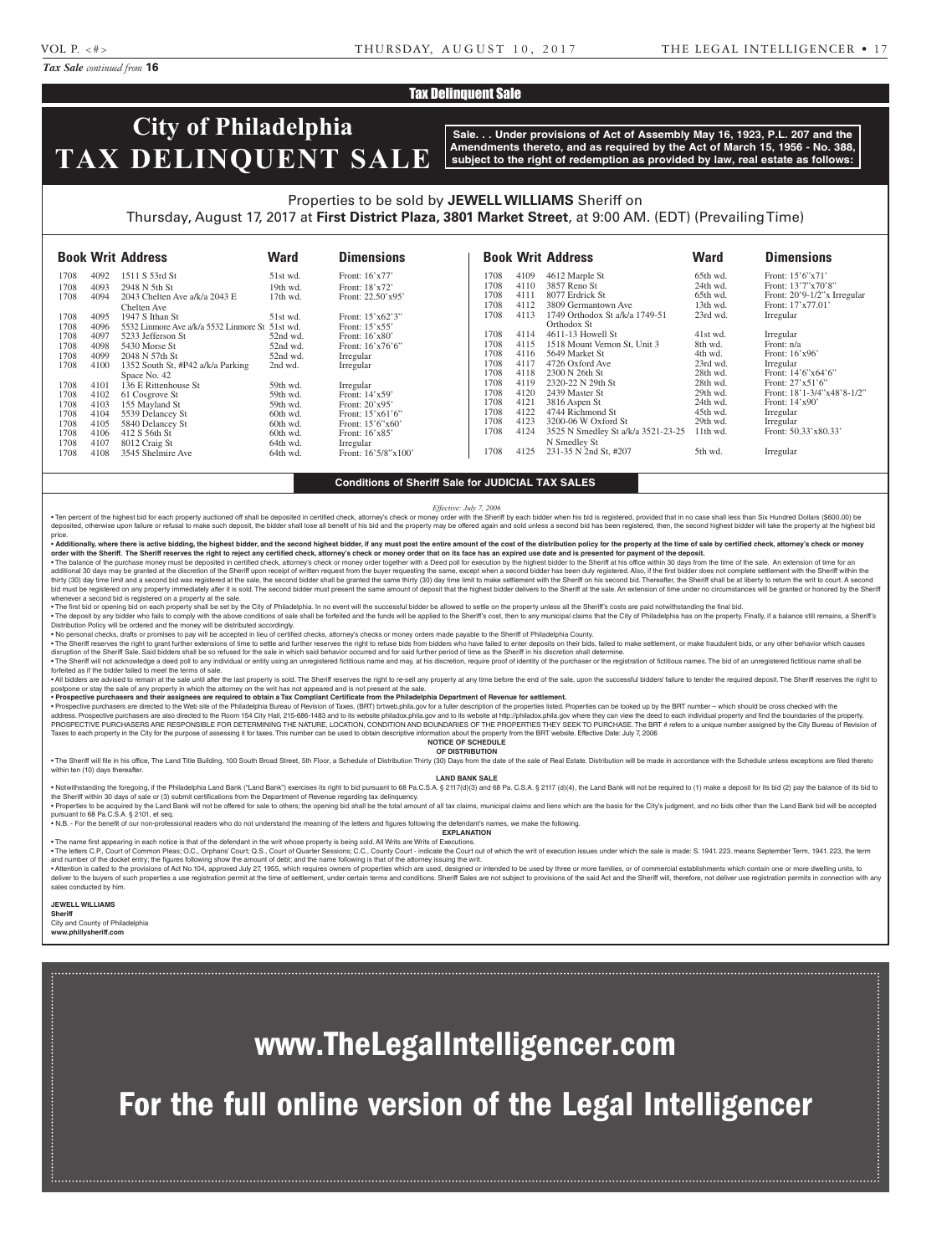*Tax Sale continued from* **16**

## Tax Delinquent Sale

# City of Philadelphia TAX DELINQUENT SALE

**Sale. . . Under provisions of Act of Assembly May 16, 1923, P.L. 207 and the Amendments thereto, and as required by the Act of March 15, 1956 - No. 388, subject to the right of redemption as provided by law, real estate as follows:**

Properties to be sold by **JEWELL WILLIAMS** Sheriff on
Thursday, August 17, 2017 at **First District Plaza, 3801 Market Street**, at 9:00 AM. (EDT) (Prevailing Time)

| Book | Writ | Address | Ward | Dimensions |
|---|---|---|---|---|
| 1708 | 4092 | 1511 S 53rd St | 51st wd. | Front: 16'x77' |
| 1708 | 4093 | 2948 N 5th St | 19th wd. | Front: 18'x72' |
| 1708 | 4094 | 2043 Chelten Ave a/k/a 2043 E Chelten Ave | 17th wd. | Front: 22.50'x95' |
| 1708 | 4095 | 1947 S Ithan St | 51st wd. | Front: 15'x62'3" |
| 1708 | 4096 | 5532 Linmore Ave a/k/a 5532 Linmore St | 51st wd. | Front: 15'x55' |
| 1708 | 4097 | 5233 Jefferson St | 52nd wd. | Front: 16'x80' |
| 1708 | 4098 | 5430 Morse St | 52nd wd. | Front: 16'x76'6" |
| 1708 | 4099 | 2048 N 57th St | 52nd wd. | Irregular |
| 1708 | 4100 | 1352 South St, #P42 a/k/a Parking Space No. 42 | 2nd wd. | Irregular |
| 1708 | 4101 | 136 E Rittenhouse St | 59th wd. | Irregular |
| 1708 | 4102 | 61 Cosgrove St | 59th wd. | Front: 14'x59' |
| 1708 | 4103 | 155 Mayland St | 59th wd. | Front: 20'x95' |
| 1708 | 4104 | 5539 Delancey St | 60th wd. | Front: 15'x61'6" |
| 1708 | 4105 | 5840 Delancey St | 60th wd. | Front: 15'6"x60' |
| 1708 | 4106 | 412 S 56th St | 60th wd. | Front: 16'x85' |
| 1708 | 4107 | 8012 Craig St | 64th wd. | Irregular |
| 1708 | 4108 | 3545 Shelmire Ave | 64th wd. | Front: 16'5/8"x100' |
| 1708 | 4109 | 4612 Marple St | 65th wd. | Front: 15'6"x71' |
| 1708 | 4110 | 3857 Reno St | 24th wd. | Front: 13'7"x70'8" |
| 1708 | 4111 | 8077 Erdrick St | 65th wd. | Front: 20'9-1/2"x Irregular |
| 1708 | 4112 | 3809 Germantown Ave | 13th wd. | Front: 17'x77.01' |
| 1708 | 4113 | 1749 Orthodox St a/k/a 1749-51 Orthodox St | 23rd wd. | Irregular |
| 1708 | 4114 | 4611-13 Howell St | 41st wd. | Irregular |
| 1708 | 4115 | 1518 Mount Vernon St, Unit 3 | 8th wd. | Front: n/a |
| 1708 | 4116 | 5649 Market St | 4th wd. | Front: 16'x96' |
| 1708 | 4117 | 4726 Oxford Ave | 23rd wd. | Irregular |
| 1708 | 4118 | 2300 N 26th St | 28th wd. | Front: 14'6"x64'6" |
| 1708 | 4119 | 2320-22 N 29th St | 28th wd. | Front: 27'x51'6" |
| 1708 | 4120 | 2439 Master St | 29th wd. | Front: 18'1-3/4"x48'8-1/2" |
| 1708 | 4121 | 3816 Aspen St | 24th wd. | Front: 14'x90' |
| 1708 | 4122 | 4744 Richmond St | 45th wd. | Irregular |
| 1708 | 4123 | 3200-06 W Oxford St | 29th wd. | Irregular |
| 1708 | 4124 | 3525 N Smedley St a/k/a 3521-23-25 N Smedley St | 11th wd. | Front: 50.33'x80.33' |
| 1708 | 4125 | 231-35 N 2nd St, #207 | 5th wd. | Irregular |

### Conditions of Sheriff Sale for JUDICIAL TAX SALES

*Effective: July 7, 2006*

• Ten percent of the highest bid for each property auctioned off shall be deposited in certified check, attorney's check or money order with the Sheriff by each bidder when his bid is registered, provided that in no case shall less than Six Hundred Dollars ($600.00) be deposited, otherwise upon failure or refusal to make such deposit, the bidder shall lose all benefit of his bid and the property may be offered again and sold unless a second bid has been registered, then, the second highest bidder will take the property at the highest bid price.

• **Additionally, where there is active bidding, the highest bidder, and the second highest bidder, if any must post the entire amount of the cost of the distribution policy for the property at the time of sale by certified check, attorney's check or money order with the Sheriff. The Sheriff reserves the right to reject any certified check, attorney's check or money order that on its face has an expired use date and is presented for payment of the deposit.**

• The balance of the purchase money must be deposited in certified check, attorney's check or money order together with a Deed poll for execution by the highest bidder to the Sheriff at his office within 30 days from the time of the sale. An extension of time for an additional 30 days may be granted at the discretion of the Sheriff upon receipt of written request from the buyer requesting the same, except when a second bidder has been duly registered. Also, if the first bidder does not complete settlement with the Sheriff within the thirty (30) day time limit and a second bid was registered at the sale, the second bidder shall be granted the same thirty (30) day time limit to make settlement with the Sheriff on his second bid. Thereafter, the Sheriff shall be at liberty to return the writ to court. A second bid must be registered on any property immediately after it is sold. The second bidder must present the same amount of deposit that the highest bidder delivers to the Sheriff at the sale. An extension of time under no circumstances will be granted or honored by the Sheriff whenever a second bid is registered on a property at the sale.

• The first bid or opening bid on each property shall be set by the City of Philadelphia. In no event will the successful bidder be allowed to settle on the property unless all the Sheriff's costs are paid notwithstanding the final bid.

• The deposit by any bidder who fails to comply with the above conditions of sale shall be forfeited and the funds will be applied to the Sheriff's cost, then to any municipal claims that the City of Philadelphia has on the property. Finally, if a balance still remains, a Sheriff's Distribution Policy will be ordered and the money will be distributed accordingly.

• No personal checks, drafts or promises to pay will be accepted in lieu of certified checks, attorney's checks or money orders made payable to the Sheriff of Philadelphia County.

• The Sheriff reserves the right to grant further extensions of time to settle and further reserves the right to refuse bids from bidders who have failed to enter deposits on their bids, failed to make settlement, or make fraudulent bids, or any other behavior which causes disruption of the Sheriff Sale. Said bidders shall be so refused for the sale in which said behavior occurred and for said further period of time as the Sheriff in his discretion shall determine.

• The Sheriff will not acknowledge a deed poll to any individual or entity using an unregistered fictitious name and may, at his discretion, require proof of identity of the purchaser or the registration of fictitious names. The bid of an unregistered fictitious name shall be forfeited as if the bidder failed to meet the terms of sale.

• All bidders are advised to remain at the sale until after the last property is sold. The Sheriff reserves the right to re-sell any property at any time before the end of the sale, upon the successful bidders' failure to tender the required deposit. The Sheriff reserves the right to postpone or stay the sale of any property in which the attorney on the writ has not appeared and is not present at the sale.

• **Prospective purchasers and their assignees are required to obtain a Tax Compliant Certificate from the Philadelphia Department of Revenue for settlement.**

• Prospective purchasers are directed to the Web site of the Philadelphia Bureau of Revision of Taxes, (BRT) brtweb.phila.gov for a fuller description of the properties listed. Properties can be looked up by the BRT number – which should be cross checked with the address. Prospective purchasers are also directed to the Room 154 City Hall, 215-686-1483 and to its website philadox.phila.gov and to its website at http://philadox.phila.gov where they can view the deed to each individual property and find the boundaries of the property. PROSPECTIVE PURCHASERS ARE RESPONSIBLE FOR DETERMINING THE NATURE, LOCATION, CONDITION AND BOUNDARIES OF THE PROPERTIES THEY SEEK TO PURCHASE. The BRT # refers to a unique number assigned by the City Bureau of Revision of Taxes to each property in the City for the purpose of assessing it for taxes. This number can be used to obtain descriptive information about the property from the BRT website. Effective Date: July 7, 2006

**NOTICE OF SCHEDULE OF DISTRIBUTION**

• The Sheriff will file in his office, The Land Title Building, 100 South Broad Street, 5th Floor, a Schedule of Distribution Thirty (30) Days from the date of the sale of Real Estate. Distribution will be made in accordance with the Schedule unless exceptions are filed thereto within ten (10) days thereafter.

**LAND BANK SALE**

• Notwithstanding the foregoing, if the Philadelphia Land Bank ("Land Bank") exercises its right to bid pursuant to 68 Pa.C.S.A. § 2117(d)(3) and 68 Pa. C.S.A. § 2117 (d)(4), the Land Bank will not be required to (1) make a deposit for its bid (2) pay the balance of its bid to the Sheriff within 30 days of sale or (3) submit certifications from the Department of Revenue regarding tax delinquency.

• Properties to be acquired by the Land Bank will not be offered for sale to others; the opening bid shall be the total amount of all tax claims, municipal claims and liens which are the basis for the City's judgment, and no bids other than the Land Bank bid will be accepted pursuant to 68 Pa.C.S.A. § 2101, et seq.

• N.B. - For the benefit of our non-professional readers who do not understand the meaning of the letters and figures following the defendant's names, we make the following.

**EXPLANATION**

• The name first appearing in each notice is that of the defendant in the writ whose property is being sold. All Writs are Writs of Executions.

• The letters C.P., Court of Common Pleas; O.C., Orphans' Court; Q.S., Court of Quarter Sessions; C.C., County Court - indicate the Court out of which the writ of execution issues under which the sale is made: S. 1941. 223. means September Term, 1941. 223, the term and number of the docket entry; the figures following show the amount of debt; and the name following is that of the attorney issuing the writ.

• Attention is called to the provisions of Act No.104, approved July 27, 1955, which requires owners of properties which are used, designed or intended to be used by three or more families, or of commercial establishments which contain one or more dwelling units, to deliver to the buyers of such properties a use registration permit at the time of settlement, under certain terms and conditions. Sheriff Sales are not subject to provisions of the said Act and the Sheriff will, therefore, not deliver use registration permits in connection with any sales conducted by him.

**JEWELL WILLIAMS**
**Sheriff**
City and County of Philadelphia
**www.phillysheriff.com**

# www.TheLegalIntelligencer.com

# For the full online version of the Legal Intelligencer